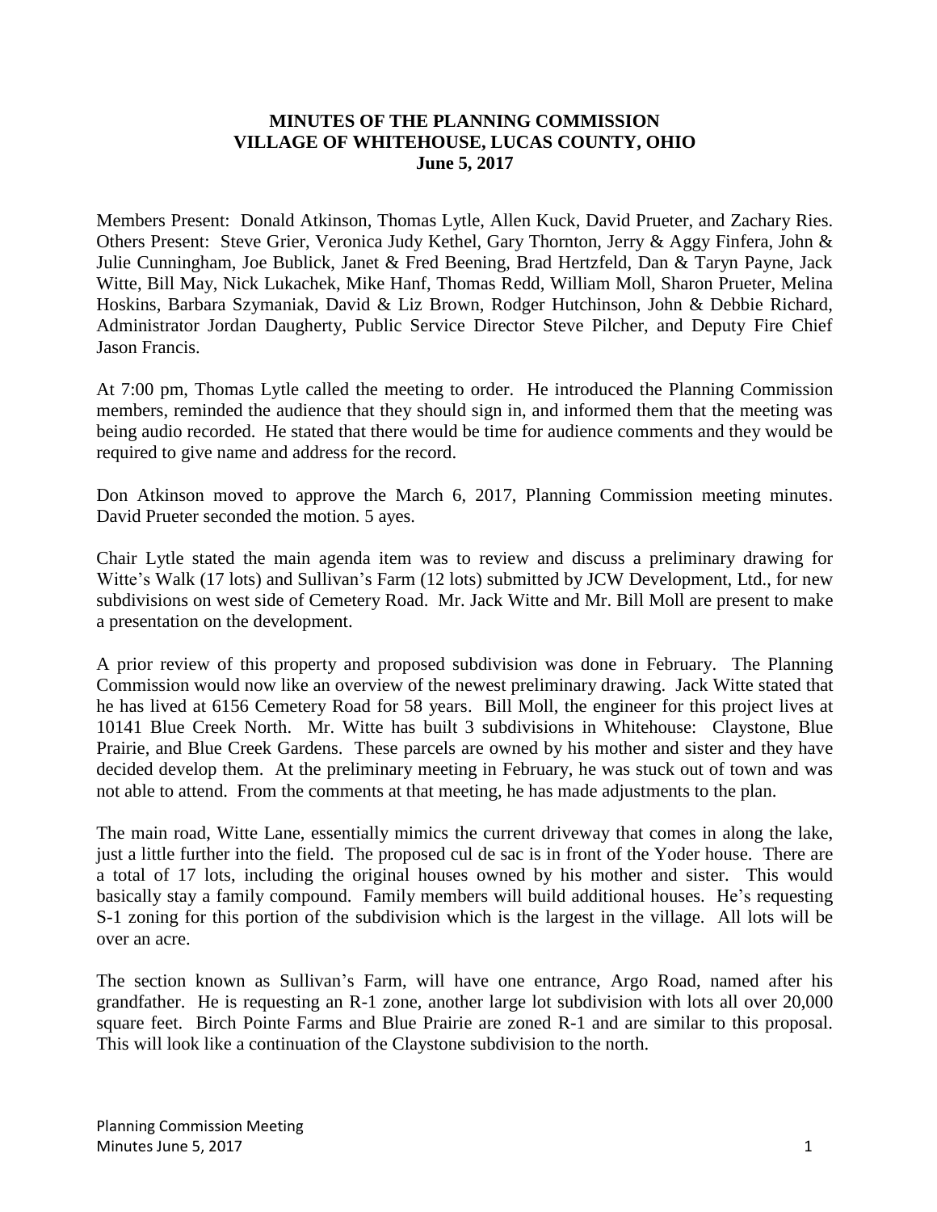**MINUTES OF THE PLANNING COMMISSION**
**VILLAGE OF WHITEHOUSE, LUCAS COUNTY, OHIO**
**June 5, 2017**

Members Present: Donald Atkinson, Thomas Lytle, Allen Kuck, David Prueter, and Zachary Ries. Others Present: Steve Grier, Veronica Judy Kethel, Gary Thornton, Jerry & Aggy Finfera, John & Julie Cunningham, Joe Bublick, Janet & Fred Beening, Brad Hertzfeld, Dan & Taryn Payne, Jack Witte, Bill May, Nick Lukachek, Mike Hanf, Thomas Redd, William Moll, Sharon Prueter, Melina Hoskins, Barbara Szymaniak, David & Liz Brown, Rodger Hutchinson, John & Debbie Richard, Administrator Jordan Daugherty, Public Service Director Steve Pilcher, and Deputy Fire Chief Jason Francis.

At 7:00 pm, Thomas Lytle called the meeting to order. He introduced the Planning Commission members, reminded the audience that they should sign in, and informed them that the meeting was being audio recorded. He stated that there would be time for audience comments and they would be required to give name and address for the record.

Don Atkinson moved to approve the March 6, 2017, Planning Commission meeting minutes. David Prueter seconded the motion. 5 ayes.

Chair Lytle stated the main agenda item was to review and discuss a preliminary drawing for Witte's Walk (17 lots) and Sullivan's Farm (12 lots) submitted by JCW Development, Ltd., for new subdivisions on west side of Cemetery Road. Mr. Jack Witte and Mr. Bill Moll are present to make a presentation on the development.

A prior review of this property and proposed subdivision was done in February. The Planning Commission would now like an overview of the newest preliminary drawing. Jack Witte stated that he has lived at 6156 Cemetery Road for 58 years. Bill Moll, the engineer for this project lives at 10141 Blue Creek North. Mr. Witte has built 3 subdivisions in Whitehouse: Claystone, Blue Prairie, and Blue Creek Gardens. These parcels are owned by his mother and sister and they have decided develop them. At the preliminary meeting in February, he was stuck out of town and was not able to attend. From the comments at that meeting, he has made adjustments to the plan.

The main road, Witte Lane, essentially mimics the current driveway that comes in along the lake, just a little further into the field. The proposed cul de sac is in front of the Yoder house. There are a total of 17 lots, including the original houses owned by his mother and sister. This would basically stay a family compound. Family members will build additional houses. He's requesting S-1 zoning for this portion of the subdivision which is the largest in the village. All lots will be over an acre.

The section known as Sullivan's Farm, will have one entrance, Argo Road, named after his grandfather. He is requesting an R-1 zone, another large lot subdivision with lots all over 20,000 square feet. Birch Pointe Farms and Blue Prairie are zoned R-1 and are similar to this proposal. This will look like a continuation of the Claystone subdivision to the north.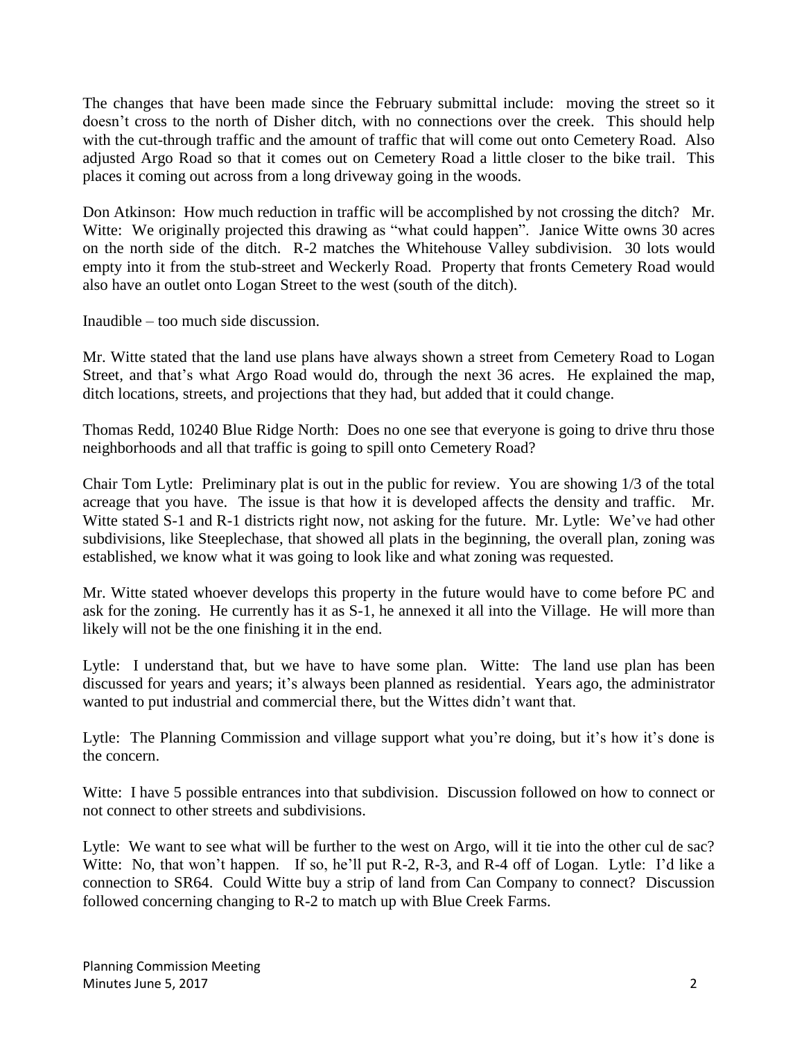The changes that have been made since the February submittal include: moving the street so it doesn't cross to the north of Disher ditch, with no connections over the creek. This should help with the cut-through traffic and the amount of traffic that will come out onto Cemetery Road. Also adjusted Argo Road so that it comes out on Cemetery Road a little closer to the bike trail. This places it coming out across from a long driveway going in the woods.

Don Atkinson: How much reduction in traffic will be accomplished by not crossing the ditch? Mr. Witte: We originally projected this drawing as "what could happen". Janice Witte owns 30 acres on the north side of the ditch. R-2 matches the Whitehouse Valley subdivision. 30 lots would empty into it from the stub-street and Weckerly Road. Property that fronts Cemetery Road would also have an outlet onto Logan Street to the west (south of the ditch).

Inaudible – too much side discussion.

Mr. Witte stated that the land use plans have always shown a street from Cemetery Road to Logan Street, and that's what Argo Road would do, through the next 36 acres. He explained the map, ditch locations, streets, and projections that they had, but added that it could change.

Thomas Redd, 10240 Blue Ridge North: Does no one see that everyone is going to drive thru those neighborhoods and all that traffic is going to spill onto Cemetery Road?

Chair Tom Lytle: Preliminary plat is out in the public for review. You are showing 1/3 of the total acreage that you have. The issue is that how it is developed affects the density and traffic. Mr. Witte stated S-1 and R-1 districts right now, not asking for the future. Mr. Lytle: We've had other subdivisions, like Steeplechase, that showed all plats in the beginning, the overall plan, zoning was established, we know what it was going to look like and what zoning was requested.

Mr. Witte stated whoever develops this property in the future would have to come before PC and ask for the zoning. He currently has it as S-1, he annexed it all into the Village. He will more than likely will not be the one finishing it in the end.

Lytle: I understand that, but we have to have some plan. Witte: The land use plan has been discussed for years and years; it's always been planned as residential. Years ago, the administrator wanted to put industrial and commercial there, but the Wittes didn't want that.

Lytle: The Planning Commission and village support what you're doing, but it's how it's done is the concern.

Witte: I have 5 possible entrances into that subdivision. Discussion followed on how to connect or not connect to other streets and subdivisions.

Lytle: We want to see what will be further to the west on Argo, will it tie into the other cul de sac? Witte: No, that won't happen. If so, he'll put R-2, R-3, and R-4 off of Logan. Lytle: I'd like a connection to SR64. Could Witte buy a strip of land from Can Company to connect? Discussion followed concerning changing to R-2 to match up with Blue Creek Farms.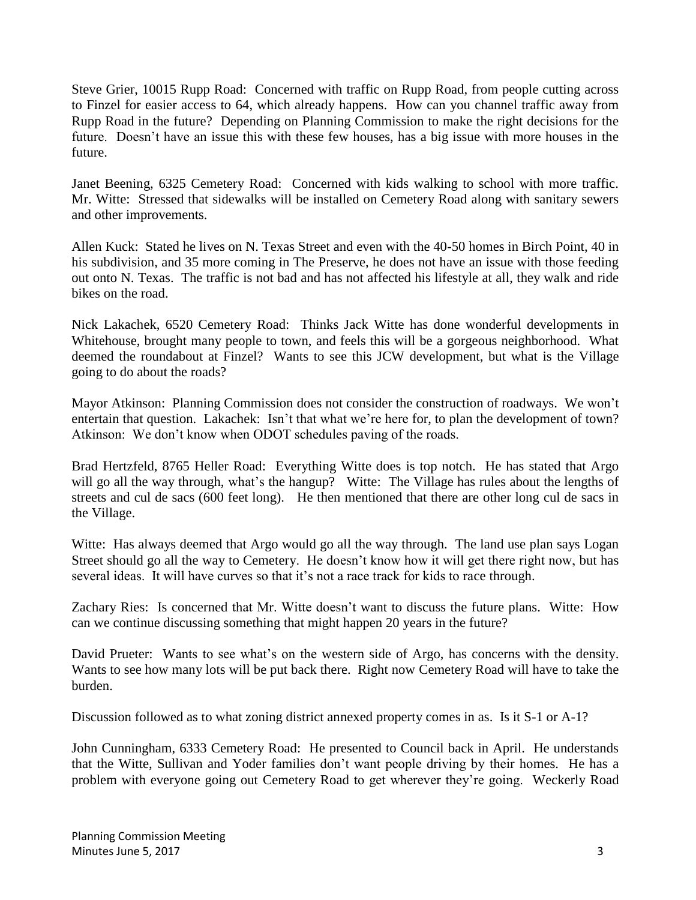Steve Grier, 10015 Rupp Road: Concerned with traffic on Rupp Road, from people cutting across to Finzel for easier access to 64, which already happens. How can you channel traffic away from Rupp Road in the future? Depending on Planning Commission to make the right decisions for the future. Doesn't have an issue this with these few houses, has a big issue with more houses in the future.

Janet Beening, 6325 Cemetery Road: Concerned with kids walking to school with more traffic. Mr. Witte: Stressed that sidewalks will be installed on Cemetery Road along with sanitary sewers and other improvements.

Allen Kuck: Stated he lives on N. Texas Street and even with the 40-50 homes in Birch Point, 40 in his subdivision, and 35 more coming in The Preserve, he does not have an issue with those feeding out onto N. Texas. The traffic is not bad and has not affected his lifestyle at all, they walk and ride bikes on the road.

Nick Lakachek, 6520 Cemetery Road: Thinks Jack Witte has done wonderful developments in Whitehouse, brought many people to town, and feels this will be a gorgeous neighborhood. What deemed the roundabout at Finzel? Wants to see this JCW development, but what is the Village going to do about the roads?

Mayor Atkinson: Planning Commission does not consider the construction of roadways. We won't entertain that question. Lakachek: Isn't that what we're here for, to plan the development of town? Atkinson: We don't know when ODOT schedules paving of the roads.

Brad Hertzfeld, 8765 Heller Road: Everything Witte does is top notch. He has stated that Argo will go all the way through, what's the hangup? Witte: The Village has rules about the lengths of streets and cul de sacs (600 feet long). He then mentioned that there are other long cul de sacs in the Village.

Witte: Has always deemed that Argo would go all the way through. The land use plan says Logan Street should go all the way to Cemetery. He doesn't know how it will get there right now, but has several ideas. It will have curves so that it's not a race track for kids to race through.

Zachary Ries: Is concerned that Mr. Witte doesn't want to discuss the future plans. Witte: How can we continue discussing something that might happen 20 years in the future?

David Prueter: Wants to see what's on the western side of Argo, has concerns with the density. Wants to see how many lots will be put back there. Right now Cemetery Road will have to take the burden.

Discussion followed as to what zoning district annexed property comes in as. Is it S-1 or A-1?

John Cunningham, 6333 Cemetery Road: He presented to Council back in April. He understands that the Witte, Sullivan and Yoder families don't want people driving by their homes. He has a problem with everyone going out Cemetery Road to get wherever they're going. Weckerly Road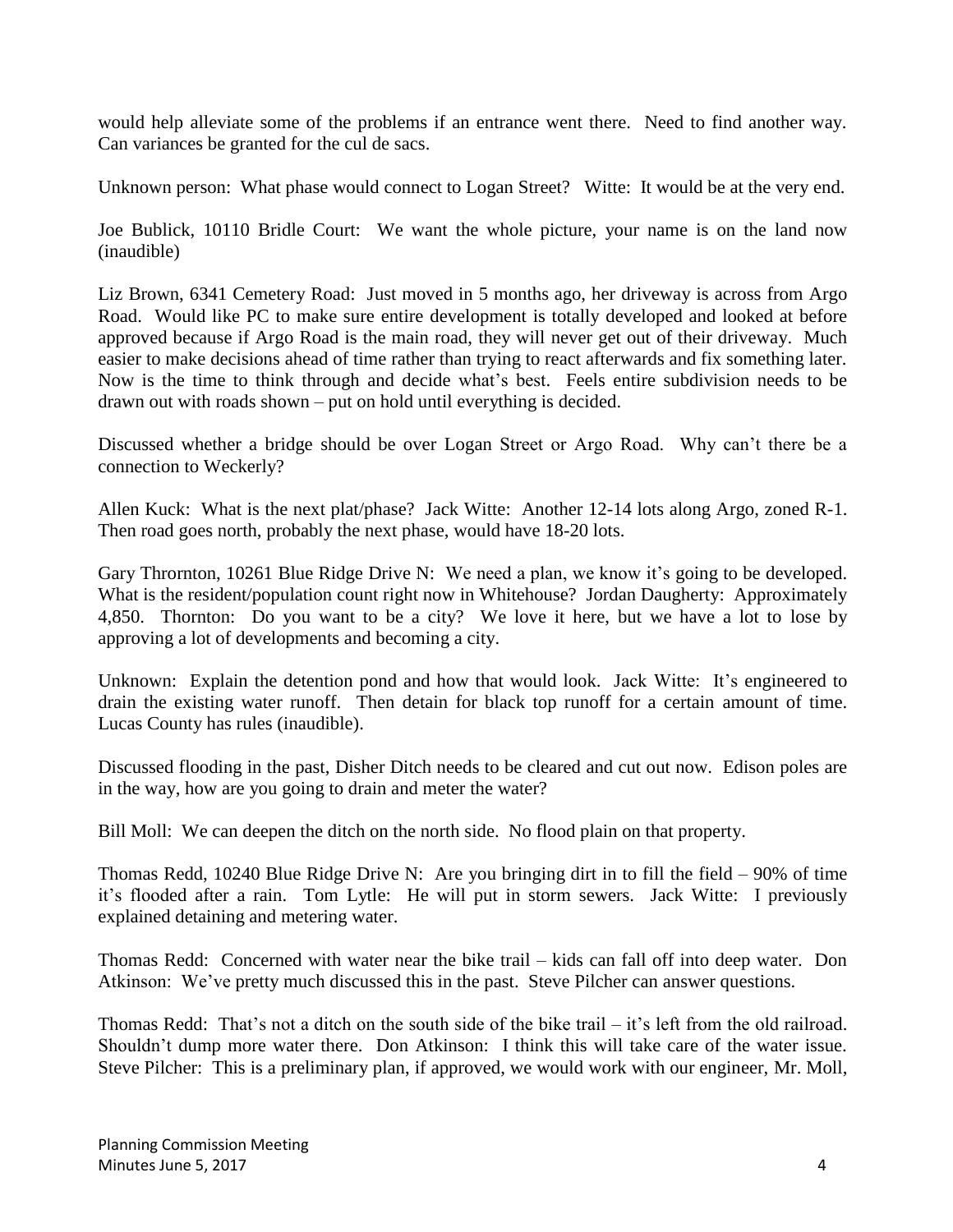would help alleviate some of the problems if an entrance went there. Need to find another way. Can variances be granted for the cul de sacs.

Unknown person: What phase would connect to Logan Street? Witte: It would be at the very end.

Joe Bublick, 10110 Bridle Court: We want the whole picture, your name is on the land now (inaudible)

Liz Brown, 6341 Cemetery Road: Just moved in 5 months ago, her driveway is across from Argo Road. Would like PC to make sure entire development is totally developed and looked at before approved because if Argo Road is the main road, they will never get out of their driveway. Much easier to make decisions ahead of time rather than trying to react afterwards and fix something later. Now is the time to think through and decide what's best. Feels entire subdivision needs to be drawn out with roads shown – put on hold until everything is decided.

Discussed whether a bridge should be over Logan Street or Argo Road. Why can't there be a connection to Weckerly?

Allen Kuck: What is the next plat/phase? Jack Witte: Another 12-14 lots along Argo, zoned R-1. Then road goes north, probably the next phase, would have 18-20 lots.

Gary Thrornton, 10261 Blue Ridge Drive N: We need a plan, we know it's going to be developed. What is the resident/population count right now in Whitehouse? Jordan Daugherty: Approximately 4,850. Thornton: Do you want to be a city? We love it here, but we have a lot to lose by approving a lot of developments and becoming a city.

Unknown: Explain the detention pond and how that would look. Jack Witte: It's engineered to drain the existing water runoff. Then detain for black top runoff for a certain amount of time. Lucas County has rules (inaudible).

Discussed flooding in the past, Disher Ditch needs to be cleared and cut out now. Edison poles are in the way, how are you going to drain and meter the water?

Bill Moll: We can deepen the ditch on the north side. No flood plain on that property.

Thomas Redd, 10240 Blue Ridge Drive N: Are you bringing dirt in to fill the field – 90% of time it's flooded after a rain. Tom Lytle: He will put in storm sewers. Jack Witte: I previously explained detaining and metering water.

Thomas Redd: Concerned with water near the bike trail – kids can fall off into deep water. Don Atkinson: We've pretty much discussed this in the past. Steve Pilcher can answer questions.

Thomas Redd: That's not a ditch on the south side of the bike trail – it's left from the old railroad. Shouldn't dump more water there. Don Atkinson: I think this will take care of the water issue. Steve Pilcher: This is a preliminary plan, if approved, we would work with our engineer, Mr. Moll,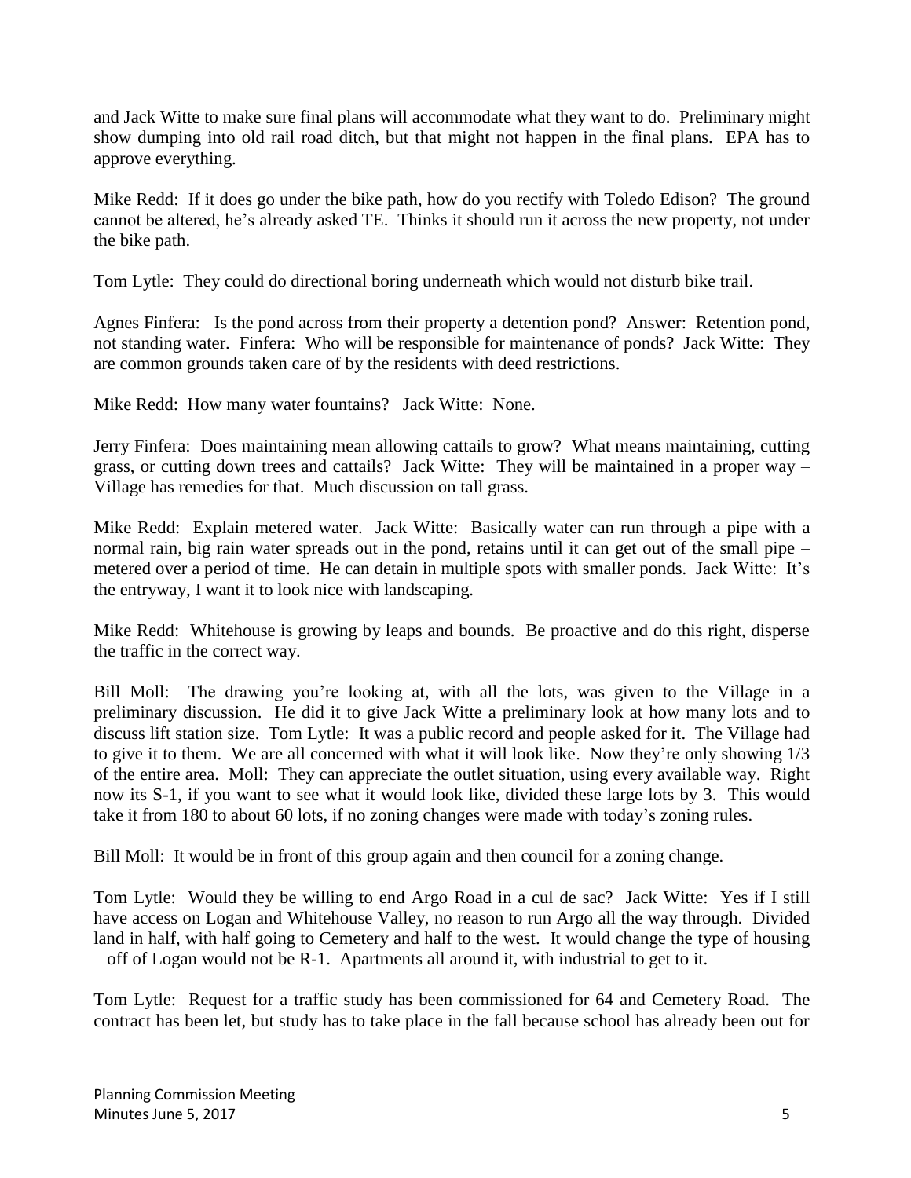and Jack Witte to make sure final plans will accommodate what they want to do. Preliminary might show dumping into old rail road ditch, but that might not happen in the final plans. EPA has to approve everything.

Mike Redd: If it does go under the bike path, how do you rectify with Toledo Edison? The ground cannot be altered, he's already asked TE. Thinks it should run it across the new property, not under the bike path.

Tom Lytle: They could do directional boring underneath which would not disturb bike trail.

Agnes Finfera: Is the pond across from their property a detention pond? Answer: Retention pond, not standing water. Finfera: Who will be responsible for maintenance of ponds? Jack Witte: They are common grounds taken care of by the residents with deed restrictions.

Mike Redd: How many water fountains? Jack Witte: None.

Jerry Finfera: Does maintaining mean allowing cattails to grow? What means maintaining, cutting grass, or cutting down trees and cattails? Jack Witte: They will be maintained in a proper way – Village has remedies for that. Much discussion on tall grass.

Mike Redd: Explain metered water. Jack Witte: Basically water can run through a pipe with a normal rain, big rain water spreads out in the pond, retains until it can get out of the small pipe – metered over a period of time. He can detain in multiple spots with smaller ponds. Jack Witte: It's the entryway, I want it to look nice with landscaping.

Mike Redd: Whitehouse is growing by leaps and bounds. Be proactive and do this right, disperse the traffic in the correct way.

Bill Moll: The drawing you're looking at, with all the lots, was given to the Village in a preliminary discussion. He did it to give Jack Witte a preliminary look at how many lots and to discuss lift station size. Tom Lytle: It was a public record and people asked for it. The Village had to give it to them. We are all concerned with what it will look like. Now they're only showing 1/3 of the entire area. Moll: They can appreciate the outlet situation, using every available way. Right now its S-1, if you want to see what it would look like, divided these large lots by 3. This would take it from 180 to about 60 lots, if no zoning changes were made with today's zoning rules.

Bill Moll: It would be in front of this group again and then council for a zoning change.

Tom Lytle: Would they be willing to end Argo Road in a cul de sac? Jack Witte: Yes if I still have access on Logan and Whitehouse Valley, no reason to run Argo all the way through. Divided land in half, with half going to Cemetery and half to the west. It would change the type of housing – off of Logan would not be R-1. Apartments all around it, with industrial to get to it.

Tom Lytle: Request for a traffic study has been commissioned for 64 and Cemetery Road. The contract has been let, but study has to take place in the fall because school has already been out for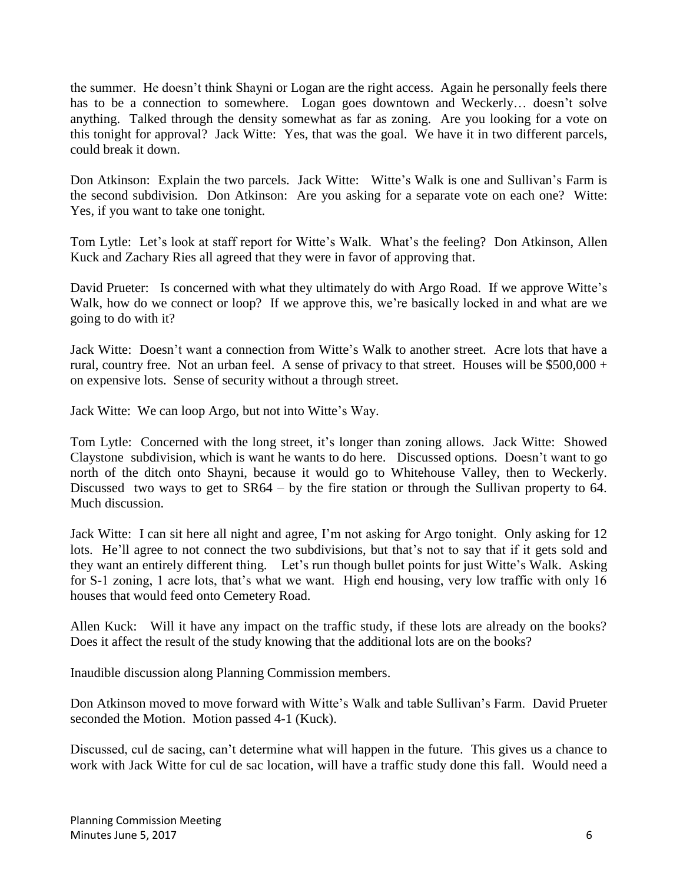the summer. He doesn't think Shayni or Logan are the right access. Again he personally feels there has to be a connection to somewhere. Logan goes downtown and Weckerly… doesn't solve anything. Talked through the density somewhat as far as zoning. Are you looking for a vote on this tonight for approval? Jack Witte: Yes, that was the goal. We have it in two different parcels, could break it down.

Don Atkinson: Explain the two parcels. Jack Witte: Witte's Walk is one and Sullivan's Farm is the second subdivision. Don Atkinson: Are you asking for a separate vote on each one? Witte: Yes, if you want to take one tonight.

Tom Lytle: Let's look at staff report for Witte's Walk. What's the feeling? Don Atkinson, Allen Kuck and Zachary Ries all agreed that they were in favor of approving that.

David Prueter: Is concerned with what they ultimately do with Argo Road. If we approve Witte's Walk, how do we connect or loop? If we approve this, we're basically locked in and what are we going to do with it?

Jack Witte: Doesn't want a connection from Witte's Walk to another street. Acre lots that have a rural, country free. Not an urban feel. A sense of privacy to that street. Houses will be $500,000 + on expensive lots. Sense of security without a through street.

Jack Witte: We can loop Argo, but not into Witte's Way.

Tom Lytle: Concerned with the long street, it's longer than zoning allows. Jack Witte: Showed Claystone subdivision, which is want he wants to do here. Discussed options. Doesn't want to go north of the ditch onto Shayni, because it would go to Whitehouse Valley, then to Weckerly. Discussed two ways to get to SR64 – by the fire station or through the Sullivan property to 64. Much discussion.

Jack Witte: I can sit here all night and agree, I'm not asking for Argo tonight. Only asking for 12 lots. He'll agree to not connect the two subdivisions, but that's not to say that if it gets sold and they want an entirely different thing. Let's run though bullet points for just Witte's Walk. Asking for S-1 zoning, 1 acre lots, that's what we want. High end housing, very low traffic with only 16 houses that would feed onto Cemetery Road.

Allen Kuck: Will it have any impact on the traffic study, if these lots are already on the books? Does it affect the result of the study knowing that the additional lots are on the books?

Inaudible discussion along Planning Commission members.

Don Atkinson moved to move forward with Witte's Walk and table Sullivan's Farm. David Prueter seconded the Motion. Motion passed 4-1 (Kuck).

Discussed, cul de sacing, can't determine what will happen in the future. This gives us a chance to work with Jack Witte for cul de sac location, will have a traffic study done this fall. Would need a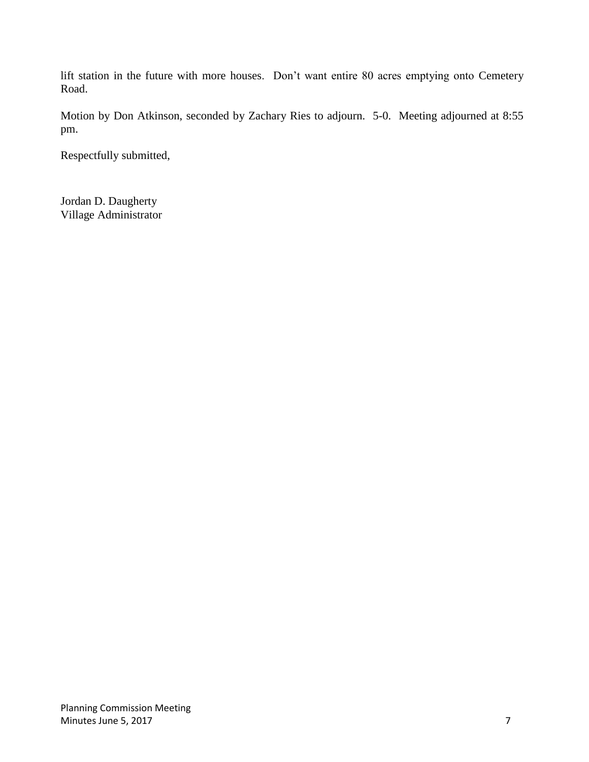lift station in the future with more houses. Don't want entire 80 acres emptying onto Cemetery Road.

Motion by Don Atkinson, seconded by Zachary Ries to adjourn. 5-0. Meeting adjourned at 8:55 pm.

Respectfully submitted,

Jordan D. Daugherty
Village Administrator